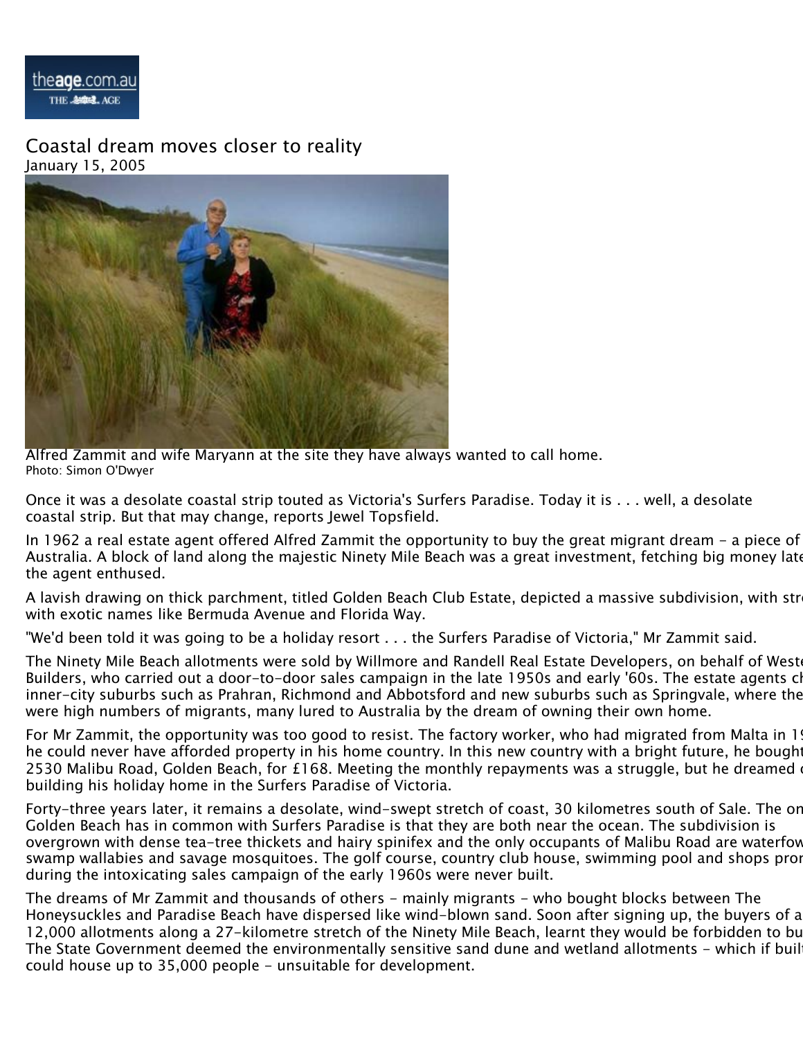theage.com.au

# Coastal dream moves closer to reality

January 15, 2005

Alfred Zammit and wife Maryann at the site they have always wanted to call home.
Photo: Simon O'Dwyer

Once it was a desolate coastal strip touted as Victoria's Surfers Paradise. Today it is . . . well, a desolate coastal strip. But that may change, reports Jewel Topsfield.

In 1962 a real estate agent offered Alfred Zammit the opportunity to buy the great migrant dream - a piece of Australia. A block of land along the majestic Ninety Mile Beach was a great investment, fetching big money late the agent enthused.

A lavish drawing on thick parchment, titled Golden Beach Club Estate, depicted a massive subdivision, with str with exotic names like Bermuda Avenue and Florida Way.

"We'd been told it was going to be a holiday resort . . . the Surfers Paradise of Victoria," Mr Zammit said.

The Ninety Mile Beach allotments were sold by Willmore and Randell Real Estate Developers, on behalf of West Builders, who carried out a door-to-door sales campaign in the late 1950s and early '60s. The estate agents c inner-city suburbs such as Prahran, Richmond and Abbotsford and new suburbs such as Springvale, where the were high numbers of migrants, many lured to Australia by the dream of owning their own home.

For Mr Zammit, the opportunity was too good to resist. The factory worker, who had migrated from Malta in 1 he could never have afforded property in his home country. In this new country with a bright future, he bough 2530 Malibu Road, Golden Beach, for £168. Meeting the monthly repayments was a struggle, but he dreamed building his holiday home in the Surfers Paradise of Victoria.

Forty-three years later, it remains a desolate, wind-swept stretch of coast, 30 kilometres south of Sale. The on Golden Beach has in common with Surfers Paradise is that they are both near the ocean. The subdivision is overgrown with dense tea-tree thickets and hairy spinifex and the only occupants of Malibu Road are waterfow swamp wallabies and savage mosquitoes. The golf course, country club house, swimming pool and shops pro during the intoxicating sales campaign of the early 1960s were never built.

The dreams of Mr Zammit and thousands of others - mainly migrants - who bought blocks between The Honeysuckles and Paradise Beach have dispersed like wind-blown sand. Soon after signing up, the buyers of a 12,000 allotments along a 27-kilometre stretch of the Ninety Mile Beach, learnt they would be forbidden to bu The State Government deemed the environmentally sensitive sand dune and wetland allotments - which if buil could house up to 35,000 people - unsuitable for development.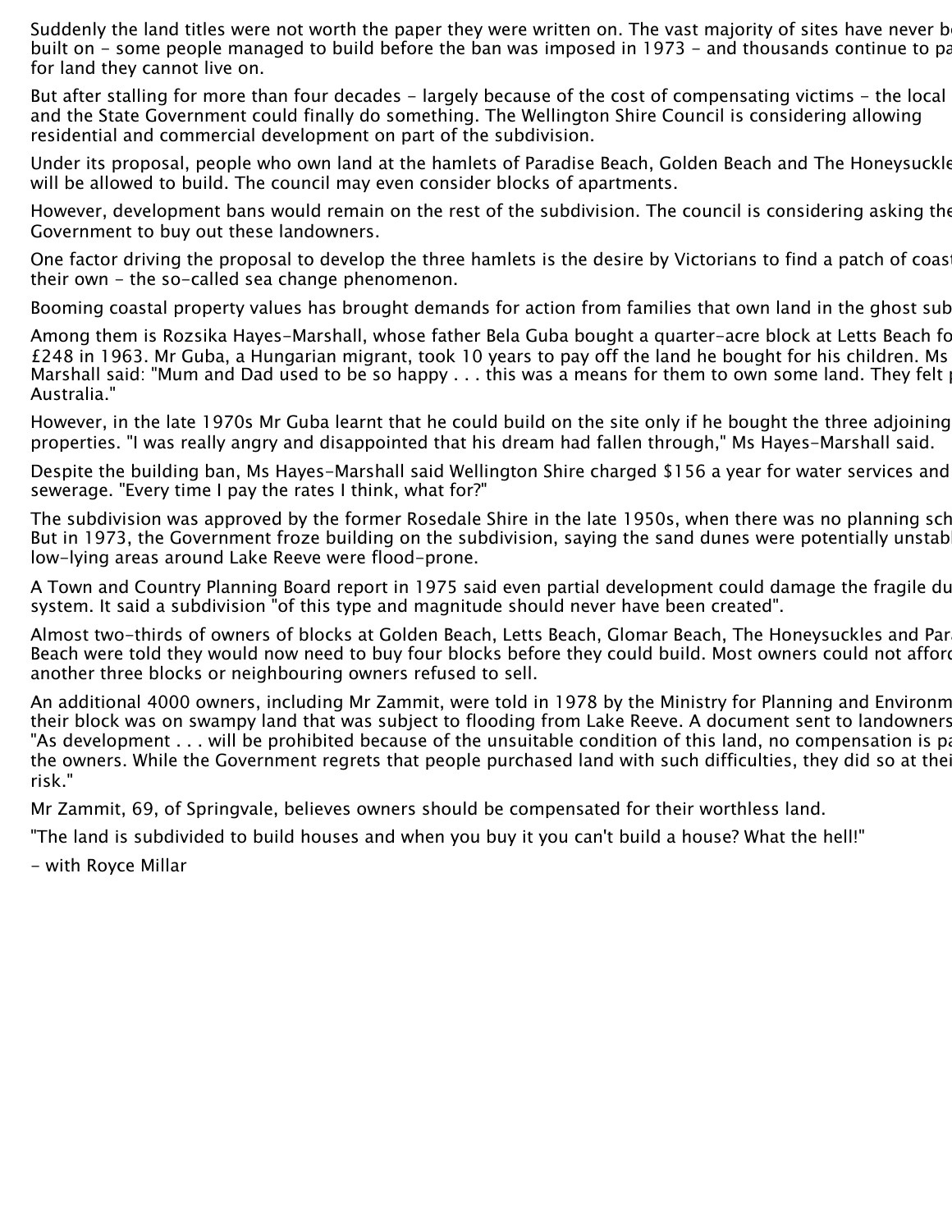Suddenly the land titles were not worth the paper they were written on. The vast majority of sites have never be built on - some people managed to build before the ban was imposed in 1973 - and thousands continue to pa for land they cannot live on.

But after stalling for more than four decades - largely because of the cost of compensating victims - the local and the State Government could finally do something. The Wellington Shire Council is considering allowing residential and commercial development on part of the subdivision.

Under its proposal, people who own land at the hamlets of Paradise Beach, Golden Beach and The Honeysuckle will be allowed to build. The council may even consider blocks of apartments.

However, development bans would remain on the rest of the subdivision. The council is considering asking the Government to buy out these landowners.

One factor driving the proposal to develop the three hamlets is the desire by Victorians to find a patch of coast their own - the so-called sea change phenomenon.

Booming coastal property values has brought demands for action from families that own land in the ghost sub

Among them is Rozsika Hayes-Marshall, whose father Bela Guba bought a quarter-acre block at Letts Beach fo £248 in 1963. Mr Guba, a Hungarian migrant, took 10 years to pay off the land he bought for his children. Ms Marshall said: "Mum and Dad used to be so happy . . . this was a means for them to own some land. They felt Australia."

However, in the late 1970s Mr Guba learnt that he could build on the site only if he bought the three adjoining properties. "I was really angry and disappointed that his dream had fallen through," Ms Hayes-Marshall said.

Despite the building ban, Ms Hayes-Marshall said Wellington Shire charged $156 a year for water services and sewerage. "Every time I pay the rates I think, what for?"

The subdivision was approved by the former Rosedale Shire in the late 1950s, when there was no planning sch But in 1973, the Government froze building on the subdivision, saying the sand dunes were potentially unstab low-lying areas around Lake Reeve were flood-prone.

A Town and Country Planning Board report in 1975 said even partial development could damage the fragile du system. It said a subdivision "of this type and magnitude should never have been created".

Almost two-thirds of owners of blocks at Golden Beach, Letts Beach, Glomar Beach, The Honeysuckles and Par Beach were told they would now need to buy four blocks before they could build. Most owners could not afford another three blocks or neighbouring owners refused to sell.

An additional 4000 owners, including Mr Zammit, were told in 1978 by the Ministry for Planning and Environm their block was on swampy land that was subject to flooding from Lake Reeve. A document sent to landowners "As development . . . will be prohibited because of the unsuitable condition of this land, no compensation is pa the owners. While the Government regrets that people purchased land with such difficulties, they did so at thei risk."

Mr Zammit, 69, of Springvale, believes owners should be compensated for their worthless land.

"The land is subdivided to build houses and when you buy it you can't build a house? What the hell!"

- with Royce Millar